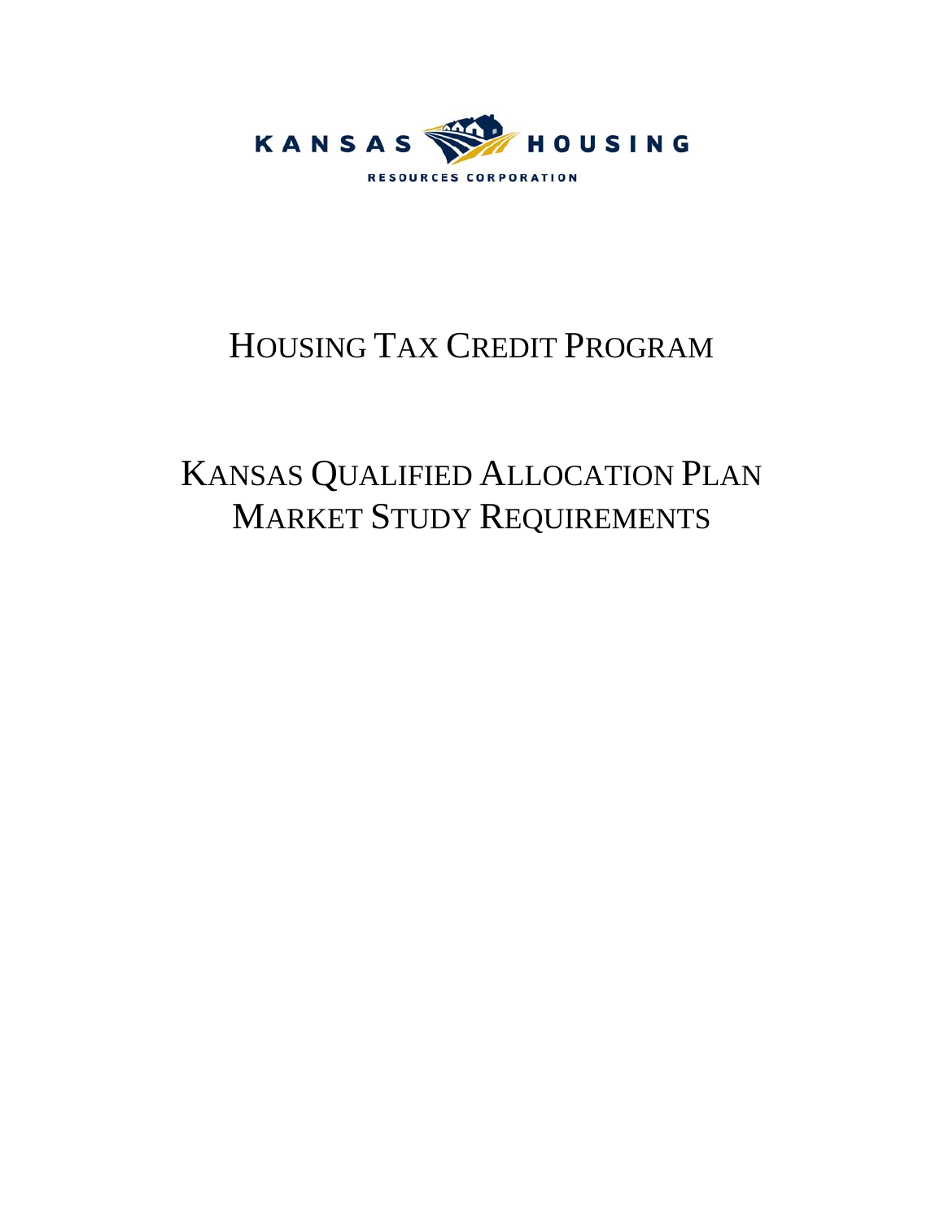KANSAS HOUSING

RESOURCES CORPORATION

# HOUSING TAX CREDIT PROGRAM

# KANSAS QUALIFIED ALLOCATION PLAN
# MARKET STUDY REQUIREMENTS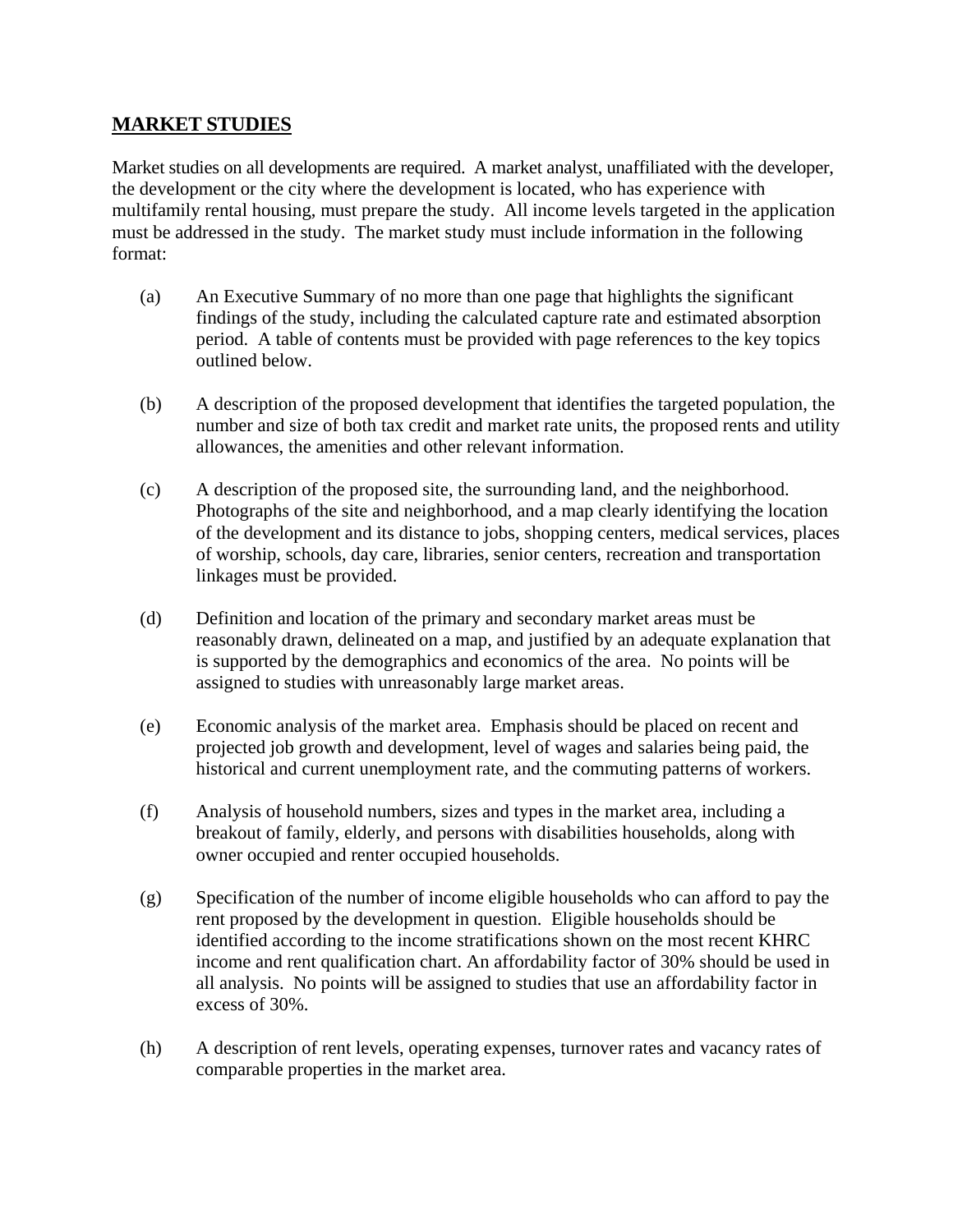## MARKET STUDIES

Market studies on all developments are required. A market analyst, unaffiliated with the developer, the development or the city where the development is located, who has experience with multifamily rental housing, must prepare the study. All income levels targeted in the application must be addressed in the study. The market study must include information in the following format:

(a) An Executive Summary of no more than one page that highlights the significant findings of the study, including the calculated capture rate and estimated absorption period. A table of contents must be provided with page references to the key topics outlined below.

(b) A description of the proposed development that identifies the targeted population, the number and size of both tax credit and market rate units, the proposed rents and utility allowances, the amenities and other relevant information.

(c) A description of the proposed site, the surrounding land, and the neighborhood. Photographs of the site and neighborhood, and a map clearly identifying the location of the development and its distance to jobs, shopping centers, medical services, places of worship, schools, day care, libraries, senior centers, recreation and transportation linkages must be provided.

(d) Definition and location of the primary and secondary market areas must be reasonably drawn, delineated on a map, and justified by an adequate explanation that is supported by the demographics and economics of the area. No points will be assigned to studies with unreasonably large market areas.

(e) Economic analysis of the market area. Emphasis should be placed on recent and projected job growth and development, level of wages and salaries being paid, the historical and current unemployment rate, and the commuting patterns of workers.

(f) Analysis of household numbers, sizes and types in the market area, including a breakout of family, elderly, and persons with disabilities households, along with owner occupied and renter occupied households.

(g) Specification of the number of income eligible households who can afford to pay the rent proposed by the development in question. Eligible households should be identified according to the income stratifications shown on the most recent KHRC income and rent qualification chart. An affordability factor of 30% should be used in all analysis. No points will be assigned to studies that use an affordability factor in excess of 30%.

(h) A description of rent levels, operating expenses, turnover rates and vacancy rates of comparable properties in the market area.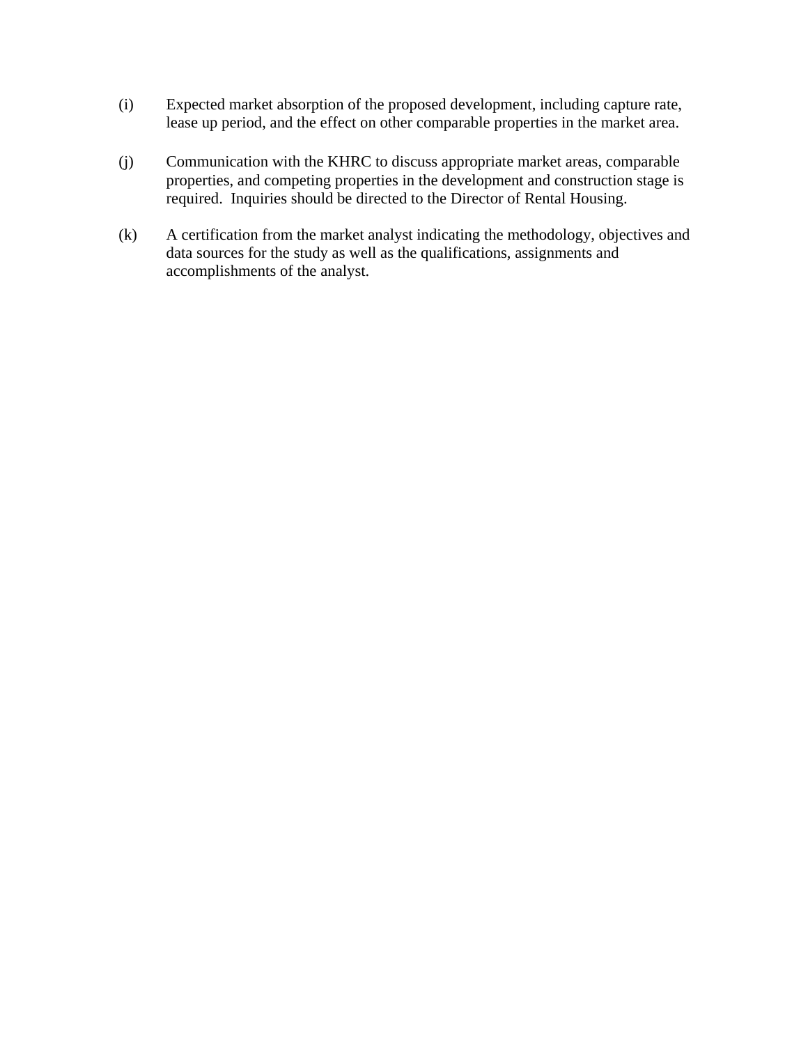(i) Expected market absorption of the proposed development, including capture rate, lease up period, and the effect on other comparable properties in the market area.

(j) Communication with the KHRC to discuss appropriate market areas, comparable properties, and competing properties in the development and construction stage is required. Inquiries should be directed to the Director of Rental Housing.

(k) A certification from the market analyst indicating the methodology, objectives and data sources for the study as well as the qualifications, assignments and accomplishments of the analyst.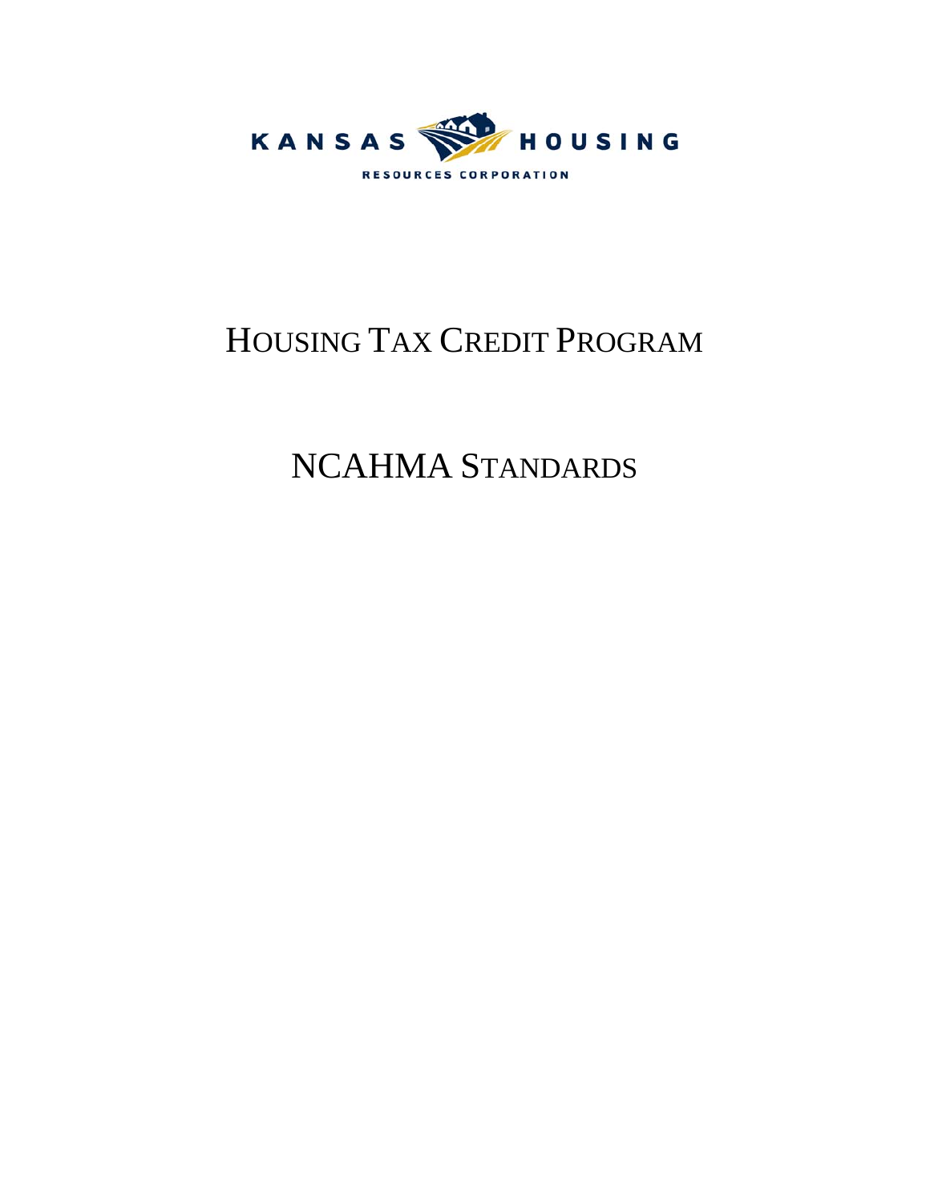KANSAS HOUSING

RESOURCES CORPORATION

# HOUSING TAX CREDIT PROGRAM

# NCAHMA STANDARDS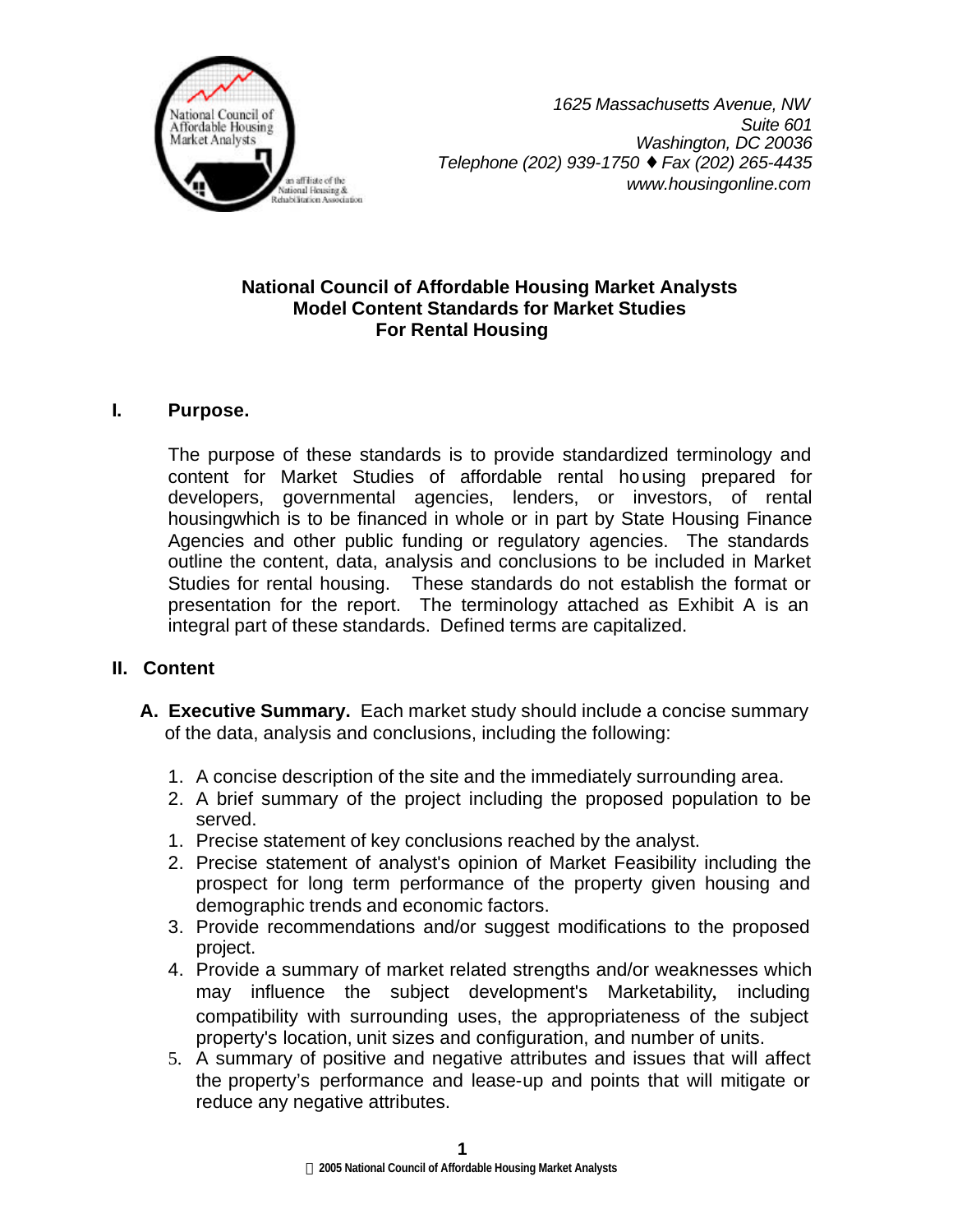1625 Massachusetts Avenue, NW
Suite 601
Washington, DC 20036
Telephone (202) 939-1750 ♦ Fax (202) 265-4435
www.housingonline.com

**National Council of Affordable Housing Market Analysts**
**Model Content Standards for Market Studies**
**For Rental Housing**

## I. Purpose.

The purpose of these standards is to provide standardized terminology and content for Market Studies of affordable rental housing prepared for developers, governmental agencies, lenders, or investors, of rental housingwhich is to be financed in whole or in part by State Housing Finance Agencies and other public funding or regulatory agencies. The standards outline the content, data, analysis and conclusions to be included in Market Studies for rental housing. These standards do not establish the format or presentation for the report. The terminology attached as Exhibit A is an integral part of these standards. Defined terms are capitalized.

## II. Content

### A. Executive Summary.

Each market study should include a concise summary of the data, analysis and conclusions, including the following:

1. A concise description of the site and the immediately surrounding area.
2. A brief summary of the project including the proposed population to be served.
1. Precise statement of key conclusions reached by the analyst.
2. Precise statement of analyst's opinion of Market Feasibility including the prospect for long term performance of the property given housing and demographic trends and economic factors.
3. Provide recommendations and/or suggest modifications to the proposed project.
4. Provide a summary of market related strengths and/or weaknesses which may influence the subject development's Marketability, including compatibility with surrounding uses, the appropriateness of the subject property's location, unit sizes and configuration, and number of units.
5. A summary of positive and negative attributes and issues that will affect the property's performance and lease-up and points that will mitigate or reduce any negative attributes.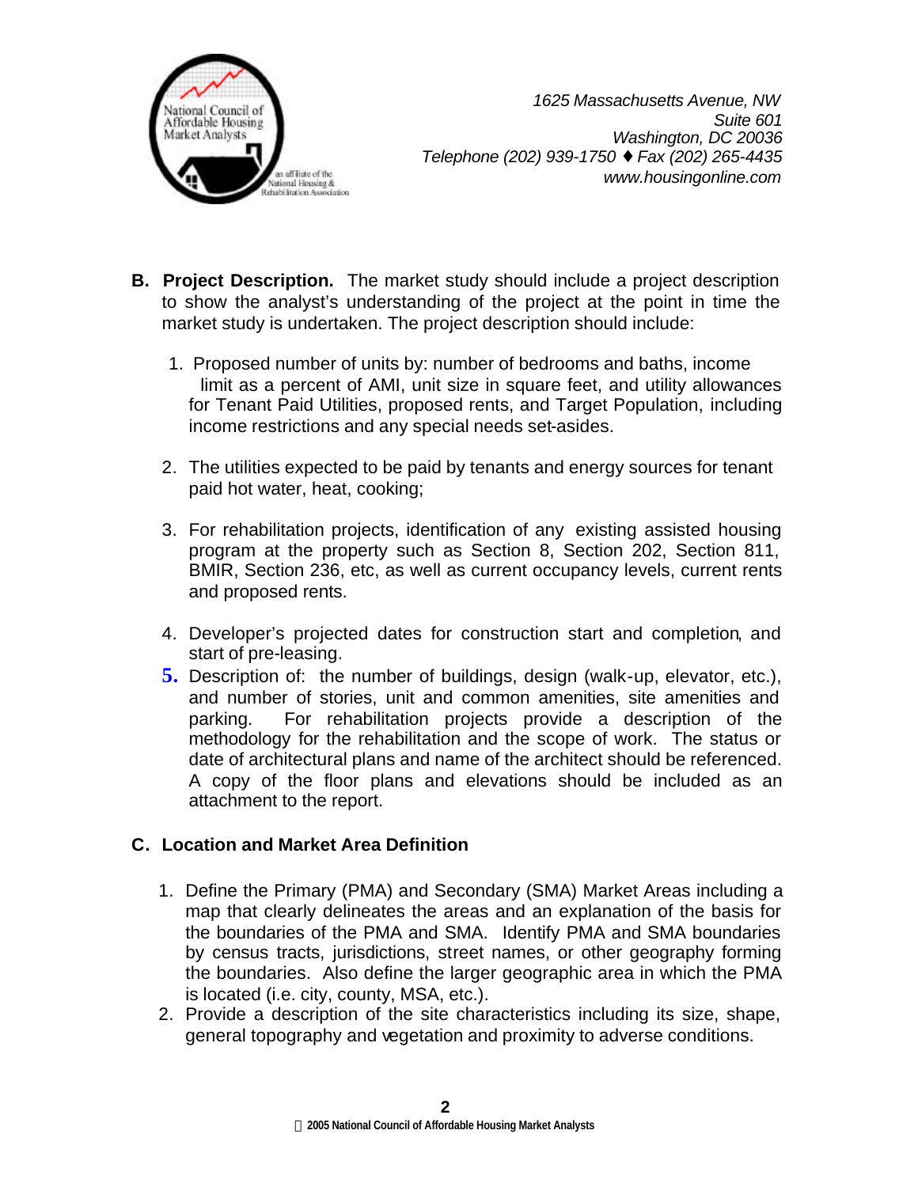B. **Project Description.** The market study should include a project description to show the analyst's understanding of the project at the point in time the market study is undertaken. The project description should include:

1. Proposed number of units by: number of bedrooms and baths, income limit as a percent of AMI, unit size in square feet, and utility allowances for Tenant Paid Utilities, proposed rents, and Target Population, including income restrictions and any special needs set-asides.

2. The utilities expected to be paid by tenants and energy sources for tenant paid hot water, heat, cooking;

3. For rehabilitation projects, identification of any existing assisted housing program at the property such as Section 8, Section 202, Section 811, BMIR, Section 236, etc, as well as current occupancy levels, current rents and proposed rents.

4. Developer's projected dates for construction start and completion, and start of pre-leasing.

5. Description of: the number of buildings, design (walk-up, elevator, etc.), and number of stories, unit and common amenities, site amenities and parking. For rehabilitation projects provide a description of the methodology for the rehabilitation and the scope of work. The status or date of architectural plans and name of the architect should be referenced. A copy of the floor plans and elevations should be included as an attachment to the report.

C. **Location and Market Area Definition**

1. Define the Primary (PMA) and Secondary (SMA) Market Areas including a map that clearly delineates the areas and an explanation of the basis for the boundaries of the PMA and SMA. Identify PMA and SMA boundaries by census tracts, jurisdictions, street names, or other geography forming the boundaries. Also define the larger geographic area in which the PMA is located (i.e. city, county, MSA, etc.).
2. Provide a description of the site characteristics including its size, shape, general topography and vegetation and proximity to adverse conditions.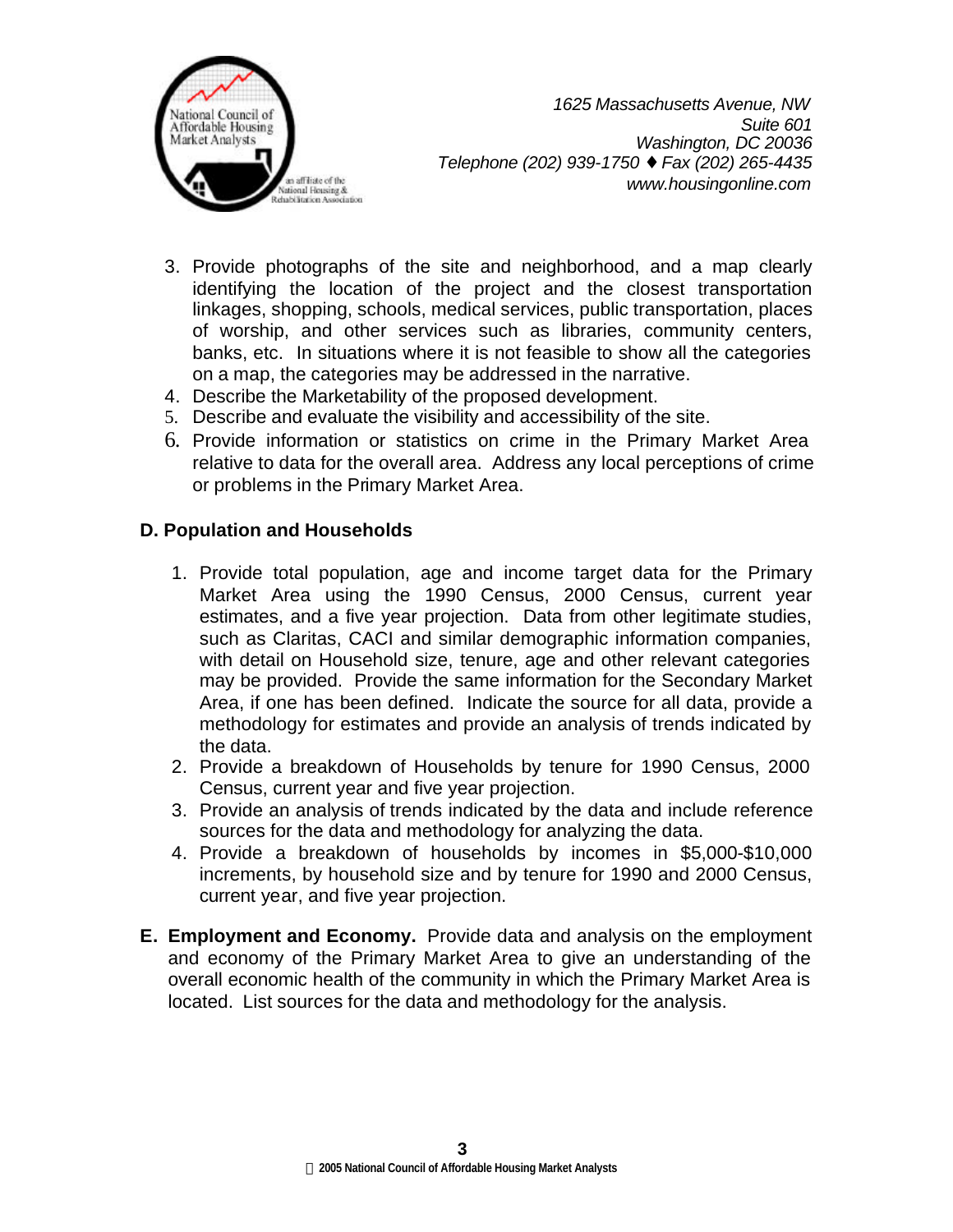3. Provide photographs of the site and neighborhood, and a map clearly identifying the location of the project and the closest transportation linkages, shopping, schools, medical services, public transportation, places of worship, and other services such as libraries, community centers, banks, etc. In situations where it is not feasible to show all the categories on a map, the categories may be addressed in the narrative.
4. Describe the Marketability of the proposed development.
5. Describe and evaluate the visibility and accessibility of the site.
6. Provide information or statistics on crime in the Primary Market Area relative to data for the overall area. Address any local perceptions of crime or problems in the Primary Market Area.

## D. Population and Households

1. Provide total population, age and income target data for the Primary Market Area using the 1990 Census, 2000 Census, current year estimates, and a five year projection. Data from other legitimate studies, such as Claritas, CACI and similar demographic information companies, with detail on Household size, tenure, age and other relevant categories may be provided. Provide the same information for the Secondary Market Area, if one has been defined. Indicate the source for all data, provide a methodology for estimates and provide an analysis of trends indicated by the data.
2. Provide a breakdown of Households by tenure for 1990 Census, 2000 Census, current year and five year projection.
3. Provide an analysis of trends indicated by the data and include reference sources for the data and methodology for analyzing the data.
4. Provide a breakdown of households by incomes in $5,000-$10,000 increments, by household size and by tenure for 1990 and 2000 Census, current year, and five year projection.

**E. Employment and Economy.** Provide data and analysis on the employment and economy of the Primary Market Area to give an understanding of the overall economic health of the community in which the Primary Market Area is located. List sources for the data and methodology for the analysis.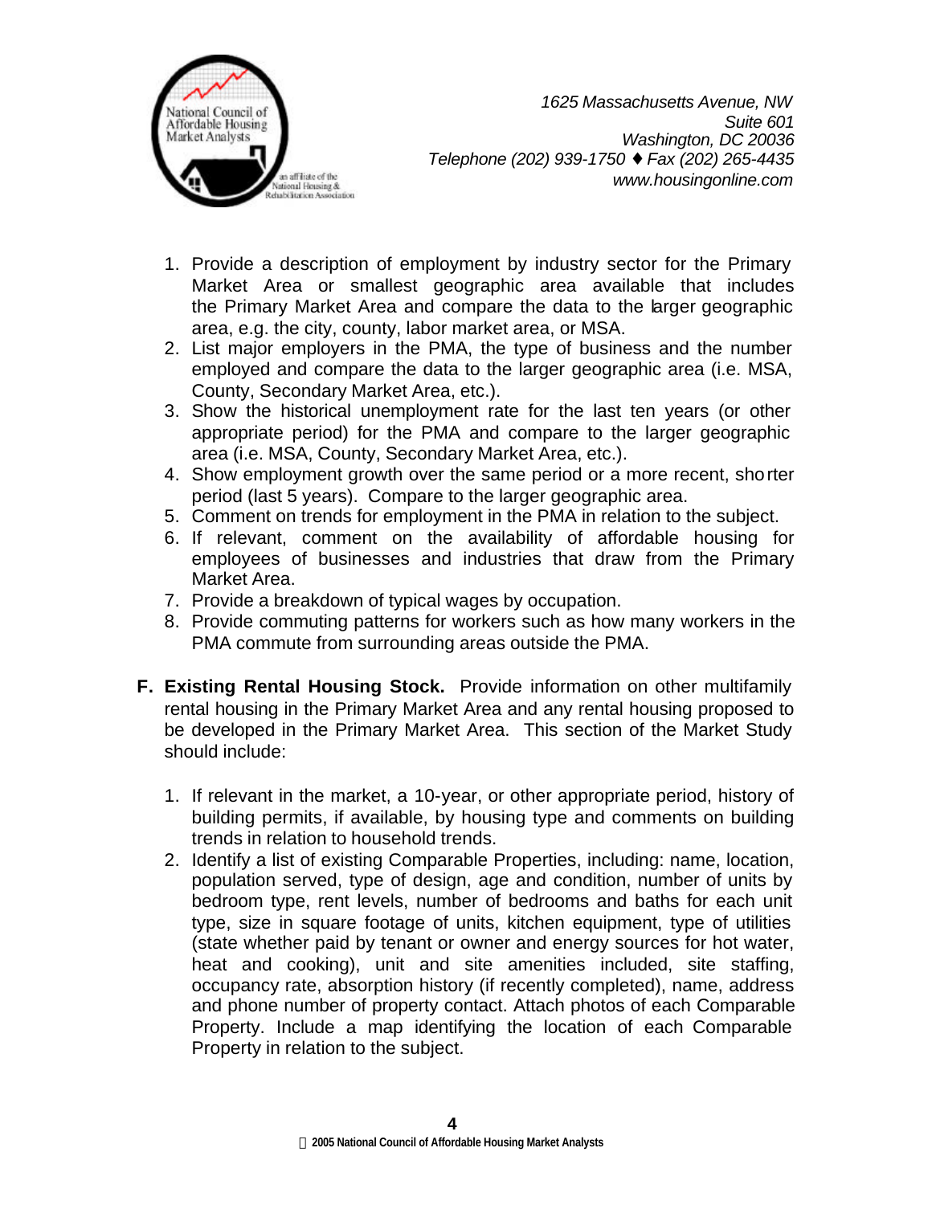1. Provide a description of employment by industry sector for the Primary Market Area or smallest geographic area available that includes the Primary Market Area and compare the data to the larger geographic area, e.g. the city, county, labor market area, or MSA.
2. List major employers in the PMA, the type of business and the number employed and compare the data to the larger geographic area (i.e. MSA, County, Secondary Market Area, etc.).
3. Show the historical unemployment rate for the last ten years (or other appropriate period) for the PMA and compare to the larger geographic area (i.e. MSA, County, Secondary Market Area, etc.).
4. Show employment growth over the same period or a more recent, shorter period (last 5 years). Compare to the larger geographic area.
5. Comment on trends for employment in the PMA in relation to the subject.
6. If relevant, comment on the availability of affordable housing for employees of businesses and industries that draw from the Primary Market Area.
7. Provide a breakdown of typical wages by occupation.
8. Provide commuting patterns for workers such as how many workers in the PMA commute from surrounding areas outside the PMA.

**F. Existing Rental Housing Stock.** Provide information on other multifamily rental housing in the Primary Market Area and any rental housing proposed to be developed in the Primary Market Area. This section of the Market Study should include:

1. If relevant in the market, a 10-year, or other appropriate period, history of building permits, if available, by housing type and comments on building trends in relation to household trends.
2. Identify a list of existing Comparable Properties, including: name, location, population served, type of design, age and condition, number of units by bedroom type, rent levels, number of bedrooms and baths for each unit type, size in square footage of units, kitchen equipment, type of utilities (state whether paid by tenant or owner and energy sources for hot water, heat and cooking), unit and site amenities included, site staffing, occupancy rate, absorption history (if recently completed), name, address and phone number of property contact. Attach photos of each Comparable Property. Include a map identifying the location of each Comparable Property in relation to the subject.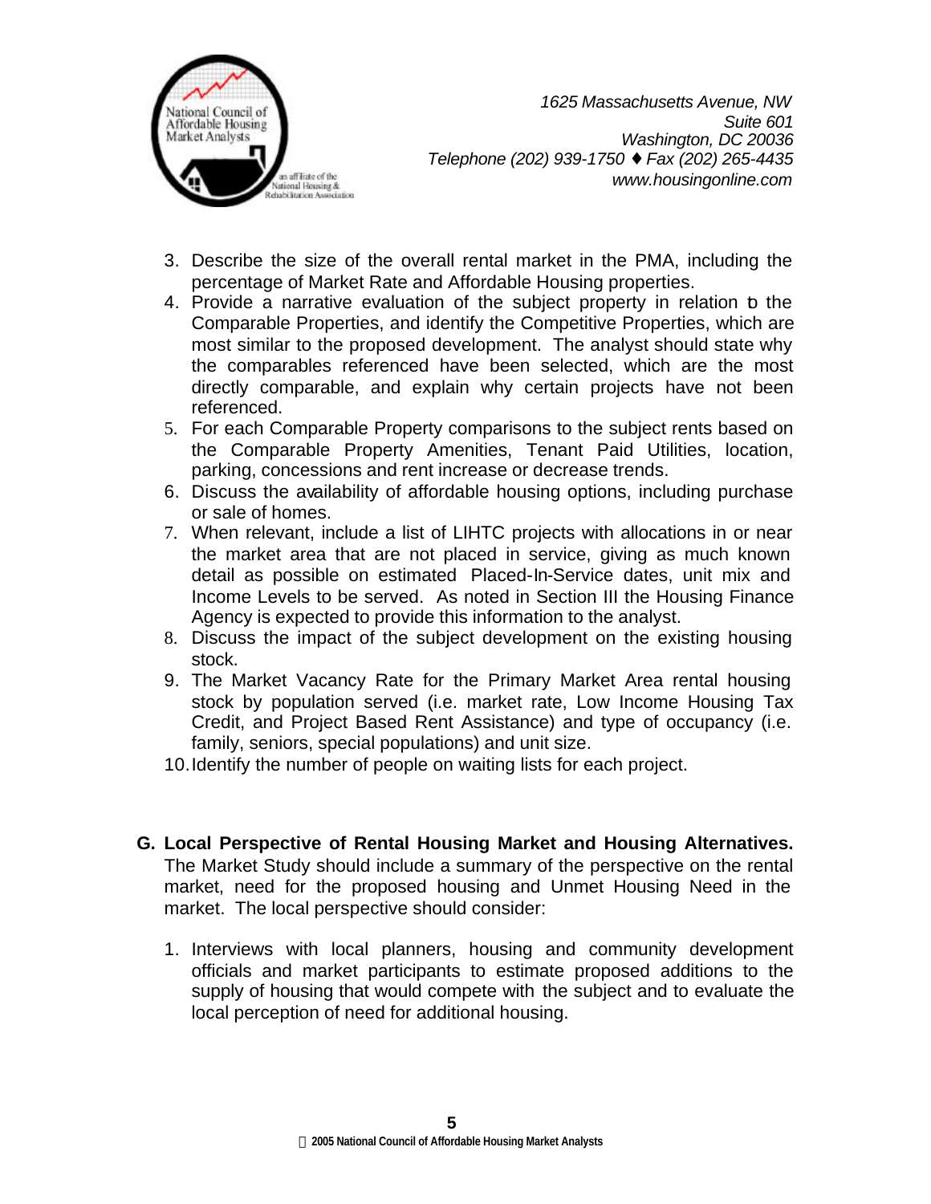3. Describe the size of the overall rental market in the PMA, including the percentage of Market Rate and Affordable Housing properties.
4. Provide a narrative evaluation of the subject property in relation to the Comparable Properties, and identify the Competitive Properties, which are most similar to the proposed development. The analyst should state why the comparables referenced have been selected, which are the most directly comparable, and explain why certain projects have not been referenced.
5. For each Comparable Property comparisons to the subject rents based on the Comparable Property Amenities, Tenant Paid Utilities, location, parking, concessions and rent increase or decrease trends.
6. Discuss the availability of affordable housing options, including purchase or sale of homes.
7. When relevant, include a list of LIHTC projects with allocations in or near the market area that are not placed in service, giving as much known detail as possible on estimated Placed-In-Service dates, unit mix and Income Levels to be served. As noted in Section III the Housing Finance Agency is expected to provide this information to the analyst.
8. Discuss the impact of the subject development on the existing housing stock.
9. The Market Vacancy Rate for the Primary Market Area rental housing stock by population served (i.e. market rate, Low Income Housing Tax Credit, and Project Based Rent Assistance) and type of occupancy (i.e. family, seniors, special populations) and unit size.
10. Identify the number of people on waiting lists for each project.

**G. Local Perspective of Rental Housing Market and Housing Alternatives.** The Market Study should include a summary of the perspective on the rental market, need for the proposed housing and Unmet Housing Need in the market. The local perspective should consider:

1. Interviews with local planners, housing and community development officials and market participants to estimate proposed additions to the supply of housing that would compete with the subject and to evaluate the local perception of need for additional housing.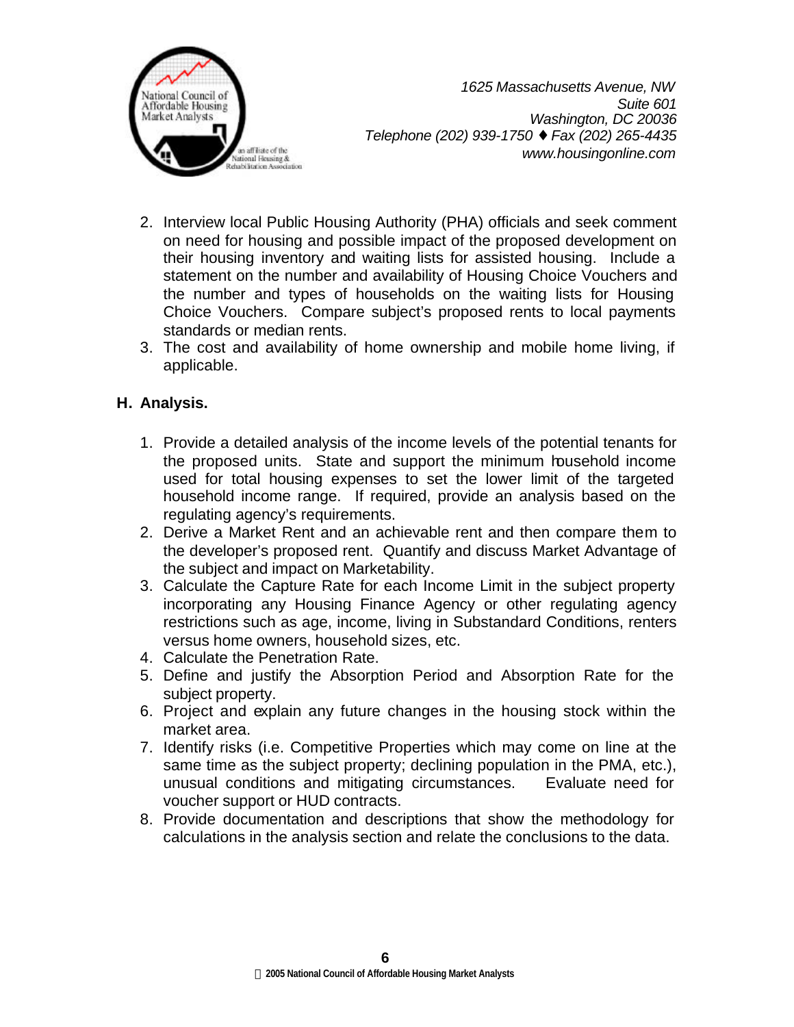2. Interview local Public Housing Authority (PHA) officials and seek comment on need for housing and possible impact of the proposed development on their housing inventory and waiting lists for assisted housing. Include a statement on the number and availability of Housing Choice Vouchers and the number and types of households on the waiting lists for Housing Choice Vouchers. Compare subject's proposed rents to local payments standards or median rents.
3. The cost and availability of home ownership and mobile home living, if applicable.

## H. Analysis.

1. Provide a detailed analysis of the income levels of the potential tenants for the proposed units. State and support the minimum household income used for total housing expenses to set the lower limit of the targeted household income range. If required, provide an analysis based on the regulating agency's requirements.
2. Derive a Market Rent and an achievable rent and then compare them to the developer's proposed rent. Quantify and discuss Market Advantage of the subject and impact on Marketability.
3. Calculate the Capture Rate for each Income Limit in the subject property incorporating any Housing Finance Agency or other regulating agency restrictions such as age, income, living in Substandard Conditions, renters versus home owners, household sizes, etc.
4. Calculate the Penetration Rate.
5. Define and justify the Absorption Period and Absorption Rate for the subject property.
6. Project and explain any future changes in the housing stock within the market area.
7. Identify risks (i.e. Competitive Properties which may come on line at the same time as the subject property; declining population in the PMA, etc.), unusual conditions and mitigating circumstances. Evaluate need for voucher support or HUD contracts.
8. Provide documentation and descriptions that show the methodology for calculations in the analysis section and relate the conclusions to the data.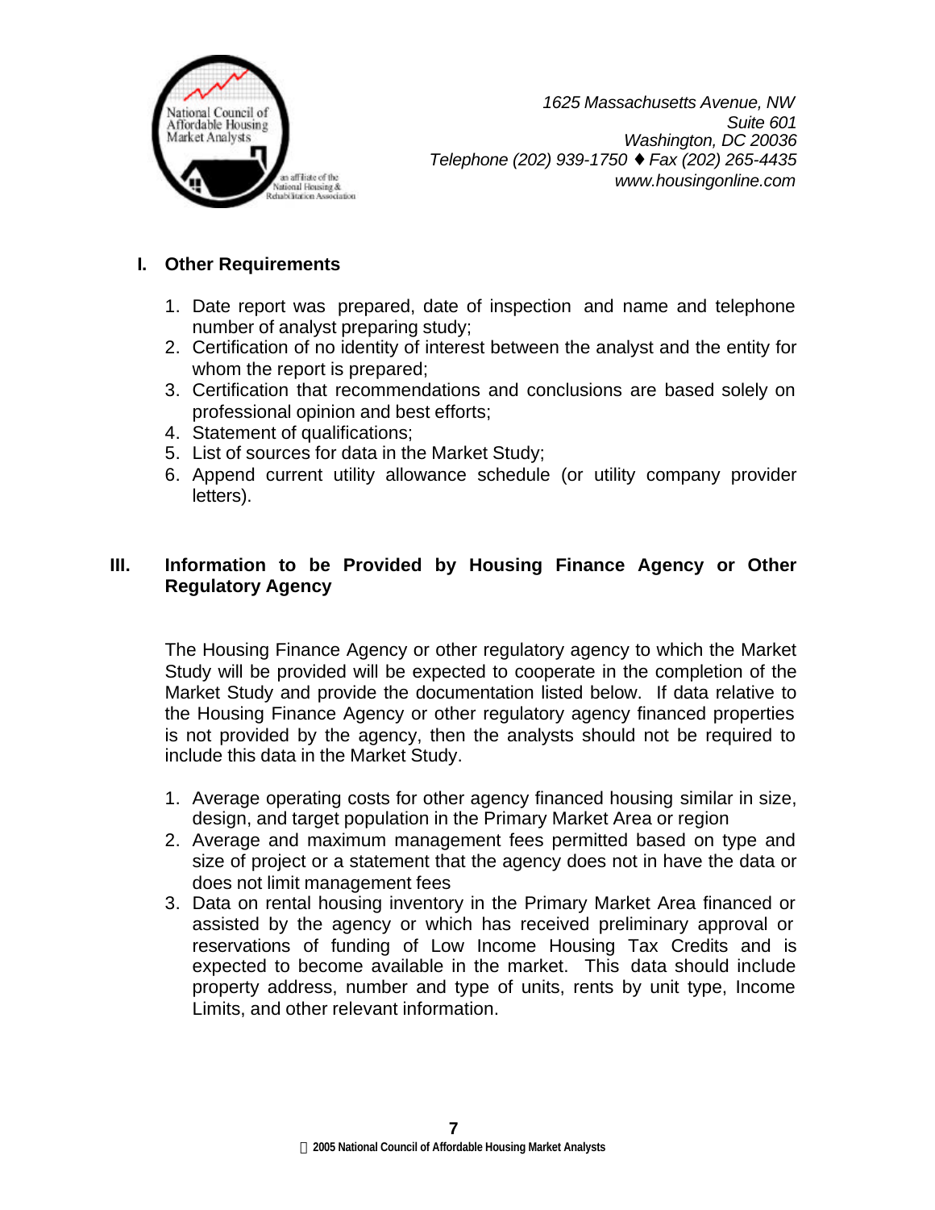## I. Other Requirements

1. Date report was prepared, date of inspection and name and telephone number of analyst preparing study;
2. Certification of no identity of interest between the analyst and the entity for whom the report is prepared;
3. Certification that recommendations and conclusions are based solely on professional opinion and best efforts;
4. Statement of qualifications;
5. List of sources for data in the Market Study;
6. Append current utility allowance schedule (or utility company provider letters).

## III. Information to be Provided by Housing Finance Agency or Other Regulatory Agency

The Housing Finance Agency or other regulatory agency to which the Market Study will be provided will be expected to cooperate in the completion of the Market Study and provide the documentation listed below. If data relative to the Housing Finance Agency or other regulatory agency financed properties is not provided by the agency, then the analysts should not be required to include this data in the Market Study.

1. Average operating costs for other agency financed housing similar in size, design, and target population in the Primary Market Area or region
2. Average and maximum management fees permitted based on type and size of project or a statement that the agency does not in have the data or does not limit management fees
3. Data on rental housing inventory in the Primary Market Area financed or assisted by the agency or which has received preliminary approval or reservations of funding of Low Income Housing Tax Credits and is expected to become available in the market. This data should include property address, number and type of units, rents by unit type, Income Limits, and other relevant information.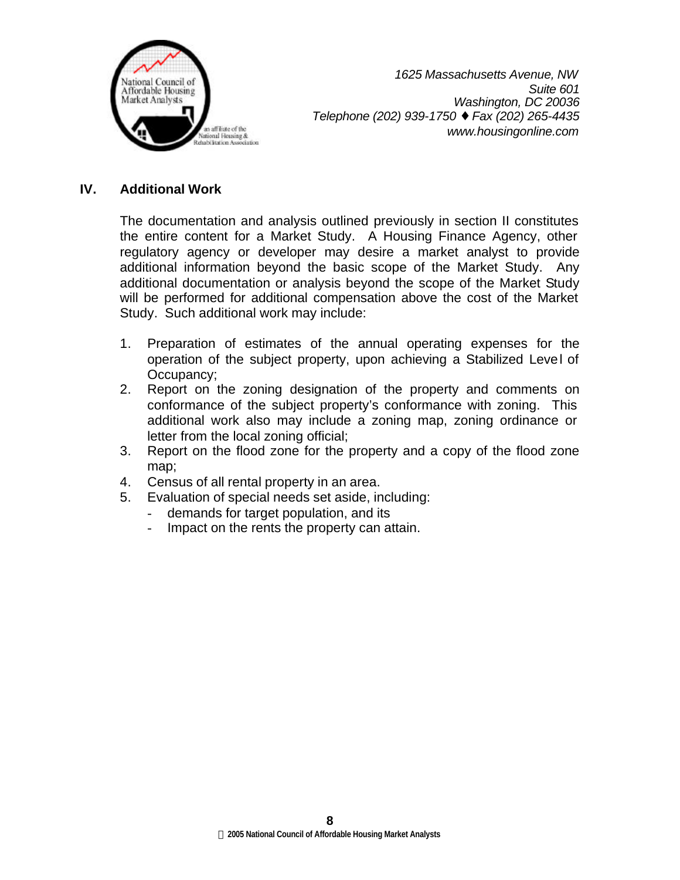## IV. Additional Work

The documentation and analysis outlined previously in section II constitutes the entire content for a Market Study. A Housing Finance Agency, other regulatory agency or developer may desire a market analyst to provide additional information beyond the basic scope of the Market Study. Any additional documentation or analysis beyond the scope of the Market Study will be performed for additional compensation above the cost of the Market Study. Such additional work may include:

1. Preparation of estimates of the annual operating expenses for the operation of the subject property, upon achieving a Stabilized Level of Occupancy;
2. Report on the zoning designation of the property and comments on conformance of the subject property's conformance with zoning. This additional work also may include a zoning map, zoning ordinance or letter from the local zoning official;
3. Report on the flood zone for the property and a copy of the flood zone map;
4. Census of all rental property in an area.
5. Evaluation of special needs set aside, including:
   - demands for target population, and its
   - Impact on the rents the property can attain.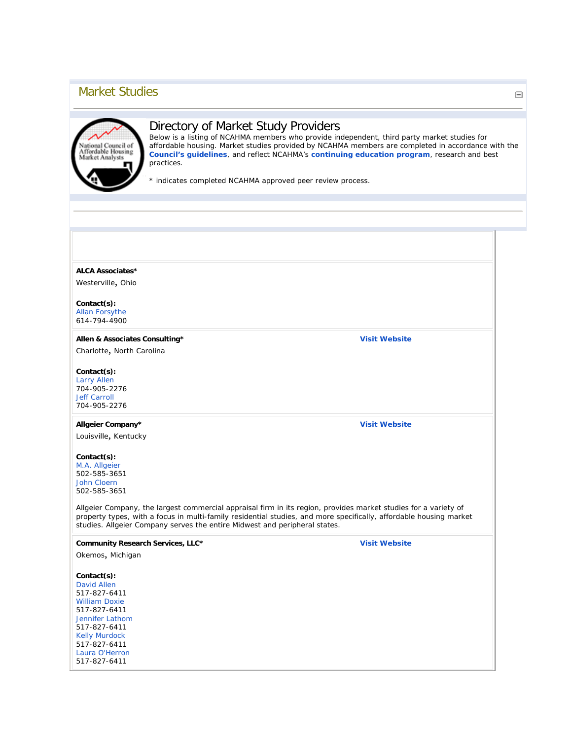## Market Studies

# Directory of Market Study Providers

Below is a listing of NCAHMA members who provide independent, third party market studies for affordable housing. Market studies provided by NCAHMA members are completed in accordance with the **Council's guidelines**, and reflect NCAHMA's **continuing education program**, research and best practices.

* indicates completed NCAHMA approved peer review process.

---

**ALCA Associates***

Westerville, Ohio

**Contact(s):**
Allan Forsythe
614-794-4900

---

**Allen & Associates Consulting*** — **Visit Website**

Charlotte, North Carolina

**Contact(s):**
Larry Allen
704-905-2276
Jeff Carroll
704-905-2276

---

**Allgeier Company*** — **Visit Website**

Louisville, Kentucky

**Contact(s):**
M.A. Allgeier
502-585-3651
John Cloern
502-585-3651

Allgeier Company, the largest commercial appraisal firm in its region, provides market studies for a variety of property types, with a focus in multi-family residential studies, and more specifically, affordable housing market studies. Allgeier Company serves the entire Midwest and peripheral states.

---

**Community Research Services, LLC*** — **Visit Website**

Okemos, Michigan

**Contact(s):**
David Allen
517-827-6411
William Doxie
517-827-6411
Jennifer Lathom
517-827-6411
Kelly Murdock
517-827-6411
Laura O'Herron
517-827-6411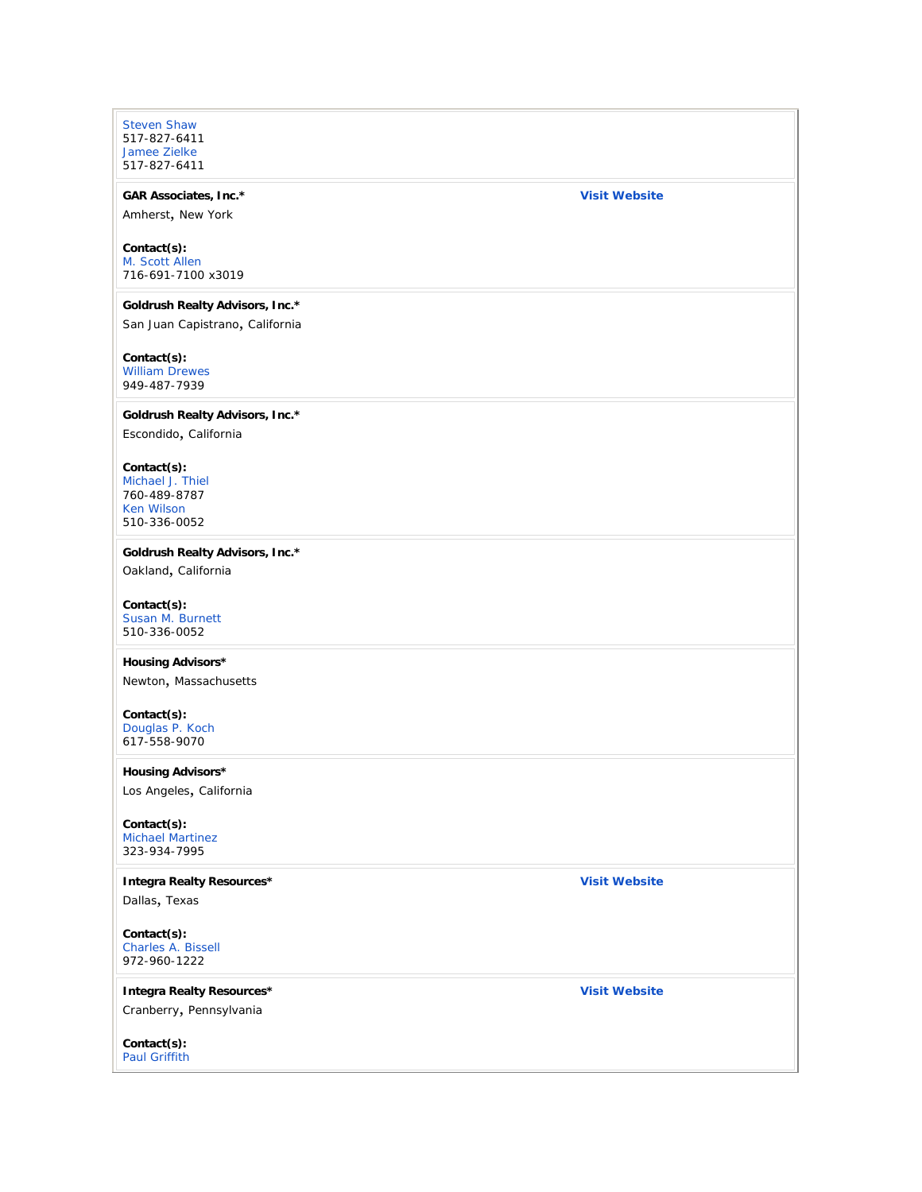Steven Shaw
517-827-6411
Jamee Zielke
517-827-6411

**GAR Associates, Inc.*** — **Visit Website**

Amherst, New York

**Contact(s):**
M. Scott Allen
716-691-7100 x3019

**Goldrush Realty Advisors, Inc.***

San Juan Capistrano, California

**Contact(s):**
William Drewes
949-487-7939

**Goldrush Realty Advisors, Inc.***

Escondido, California

**Contact(s):**
Michael J. Thiel
760-489-8787
Ken Wilson
510-336-0052

**Goldrush Realty Advisors, Inc.***

Oakland, California

**Contact(s):**
Susan M. Burnett
510-336-0052

**Housing Advisors***

Newton, Massachusetts

**Contact(s):**
Douglas P. Koch
617-558-9070

**Housing Advisors***

Los Angeles, California

**Contact(s):**
Michael Martinez
323-934-7995

**Integra Realty Resources*** — **Visit Website**

Dallas, Texas

**Contact(s):**
Charles A. Bissell
972-960-1222

**Integra Realty Resources*** — **Visit Website**

Cranberry, Pennsylvania

**Contact(s):**
Paul Griffith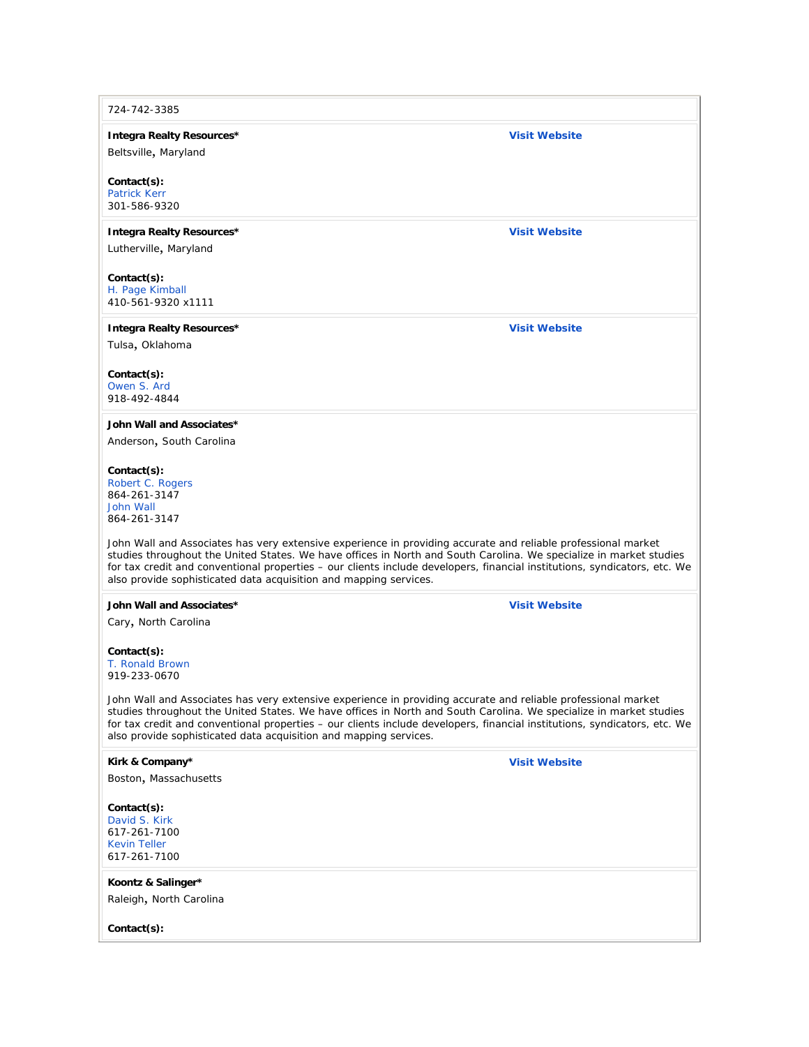724-742-3385

**Integra Realty Resources*** Visit Website

Beltsville, Maryland

**Contact(s):**
Patrick Kerr
301-586-9320

**Integra Realty Resources*** Visit Website

Lutherville, Maryland

**Contact(s):**
H. Page Kimball
410-561-9320 x1111

**Integra Realty Resources*** Visit Website

Tulsa, Oklahoma

**Contact(s):**
Owen S. Ard
918-492-4844

**John Wall and Associates***

Anderson, South Carolina

**Contact(s):**
Robert C. Rogers
864-261-3147
John Wall
864-261-3147

John Wall and Associates has very extensive experience in providing accurate and reliable professional market studies throughout the United States. We have offices in North and South Carolina. We specialize in market studies for tax credit and conventional properties – our clients include developers, financial institutions, syndicators, etc. We also provide sophisticated data acquisition and mapping services.

**John Wall and Associates*** Visit Website

Cary, North Carolina

**Contact(s):**
T. Ronald Brown
919-233-0670

John Wall and Associates has very extensive experience in providing accurate and reliable professional market studies throughout the United States. We have offices in North and South Carolina. We specialize in market studies for tax credit and conventional properties – our clients include developers, financial institutions, syndicators, etc. We also provide sophisticated data acquisition and mapping services.

**Kirk & Company*** Visit Website

Boston, Massachusetts

**Contact(s):**
David S. Kirk
617-261-7100
Kevin Teller
617-261-7100

**Koontz & Salinger***

Raleigh, North Carolina

**Contact(s):**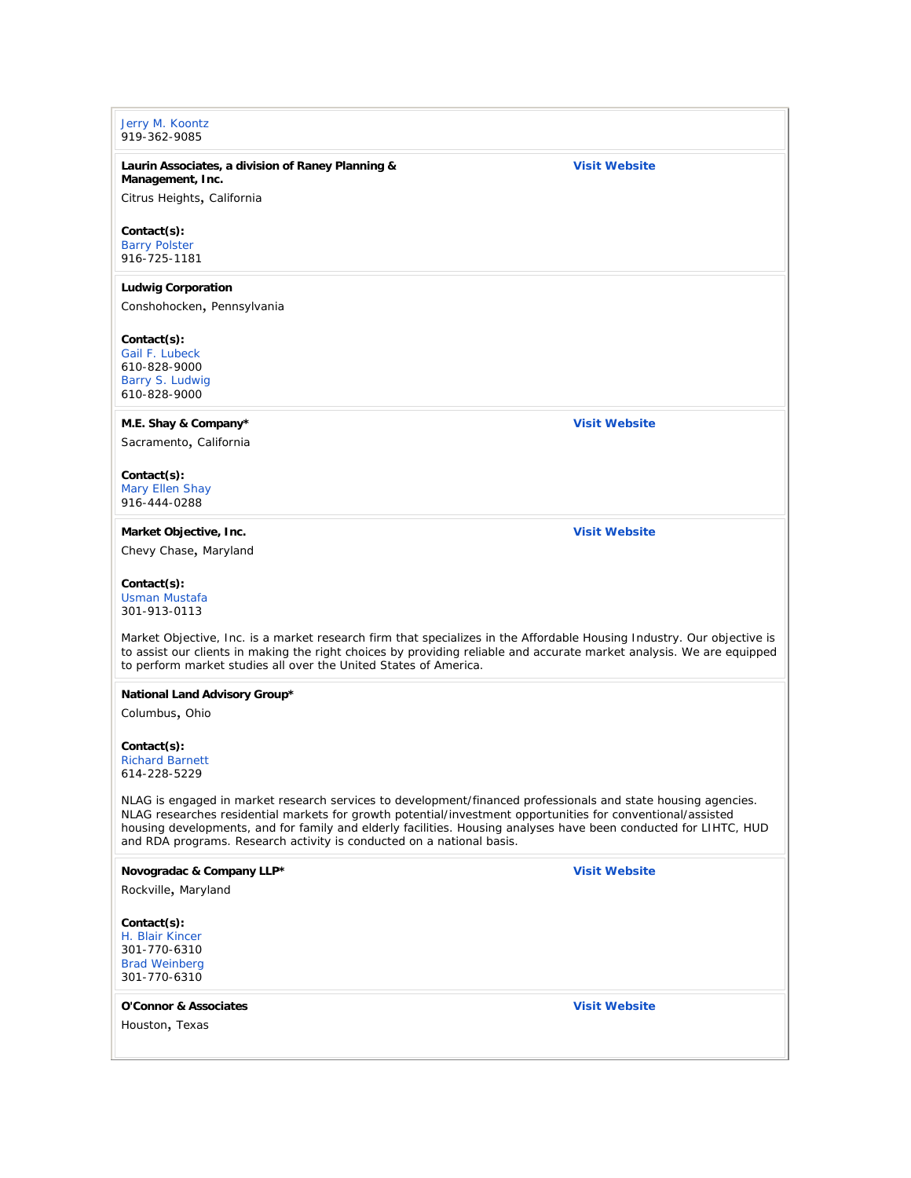Jerry M. Koontz
919-362-9085

**Laurin Associates, a division of Raney Planning & Management, Inc.** — **Visit Website**

Citrus Heights, California

**Contact(s):**
Barry Polster
916-725-1181

**Ludwig Corporation**

Conshohocken, Pennsylvania

**Contact(s):**
Gail F. Lubeck
610-828-9000
Barry S. Ludwig
610-828-9000

**M.E. Shay & Company*** — **Visit Website**

Sacramento, California

**Contact(s):**
Mary Ellen Shay
916-444-0288

**Market Objective, Inc.** — **Visit Website**

Chevy Chase, Maryland

**Contact(s):**
Usman Mustafa
301-913-0113

Market Objective, Inc. is a market research firm that specializes in the Affordable Housing Industry. Our objective is to assist our clients in making the right choices by providing reliable and accurate market analysis. We are equipped to perform market studies all over the United States of America.

**National Land Advisory Group***

Columbus, Ohio

**Contact(s):**
Richard Barnett
614-228-5229

NLAG is engaged in market research services to development/financed professionals and state housing agencies. NLAG researches residential markets for growth potential/investment opportunities for conventional/assisted housing developments, and for family and elderly facilities. Housing analyses have been conducted for LIHTC, HUD and RDA programs. Research activity is conducted on a national basis.

**Novogradac & Company LLP*** — **Visit Website**

Rockville, Maryland

**Contact(s):**
H. Blair Kincer
301-770-6310
Brad Weinberg
301-770-6310

**O'Connor & Associates** — **Visit Website**

Houston, Texas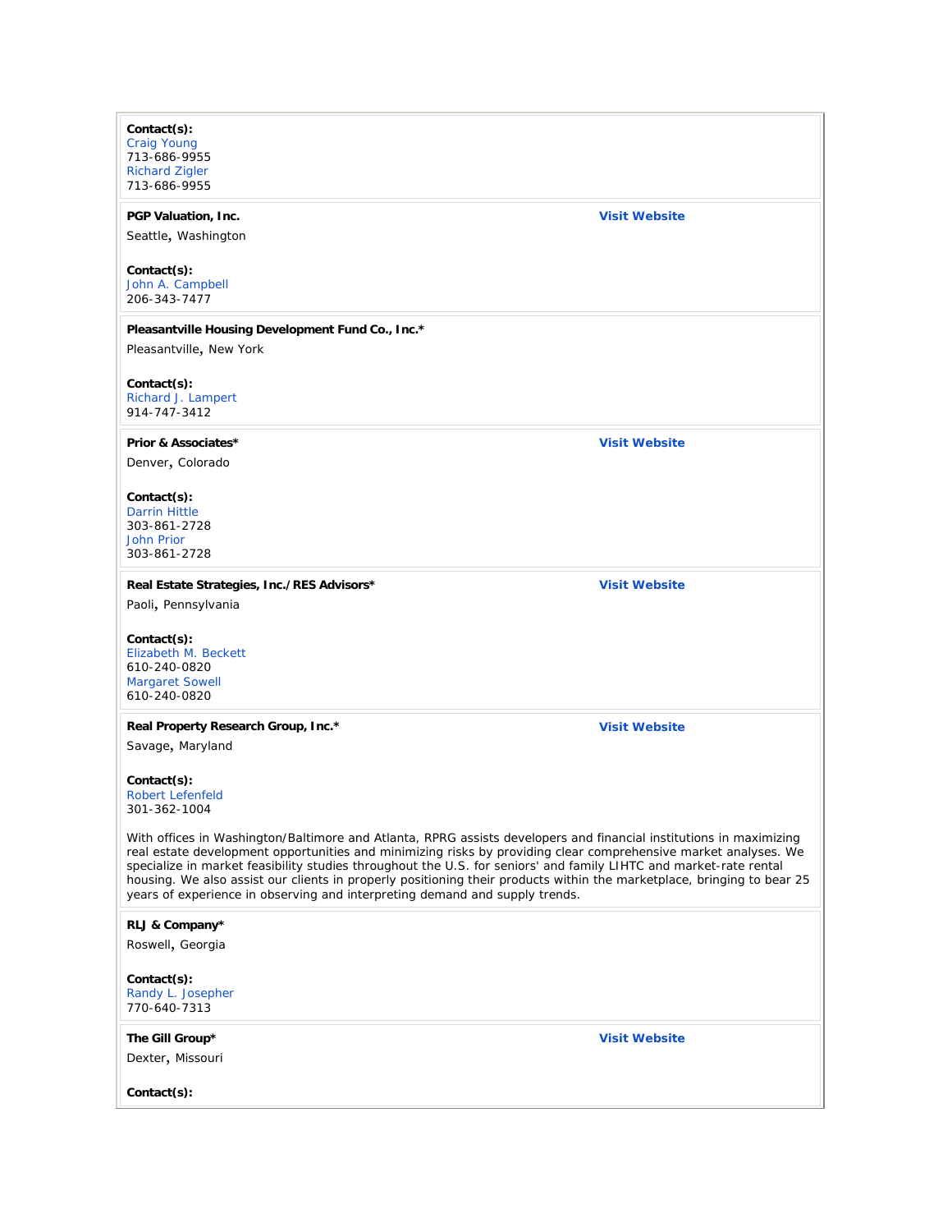**Contact(s):**
Craig Young
713-686-9955
Richard Zigler
713-686-9955

**PGP Valuation, Inc.** — **Visit Website**

Seattle, Washington

**Contact(s):**
John A. Campbell
206-343-7477

**Pleasantville Housing Development Fund Co., Inc.***

Pleasantville, New York

**Contact(s):**
Richard J. Lampert
914-747-3412

**Prior & Associates*** — **Visit Website**

Denver, Colorado

**Contact(s):**
Darrin Hittle
303-861-2728
John Prior
303-861-2728

**Real Estate Strategies, Inc./RES Advisors*** — **Visit Website**

Paoli, Pennsylvania

**Contact(s):**
Elizabeth M. Beckett
610-240-0820
Margaret Sowell
610-240-0820

**Real Property Research Group, Inc.*** — **Visit Website**

Savage, Maryland

**Contact(s):**
Robert Lefenfeld
301-362-1004

With offices in Washington/Baltimore and Atlanta, RPRG assists developers and financial institutions in maximizing real estate development opportunities and minimizing risks by providing clear comprehensive market analyses. We specialize in market feasibility studies throughout the U.S. for seniors' and family LIHTC and market-rate rental housing. We also assist our clients in properly positioning their products within the marketplace, bringing to bear 25 years of experience in observing and interpreting demand and supply trends.

**RLJ & Company***

Roswell, Georgia

**Contact(s):**
Randy L. Josepher
770-640-7313

**The Gill Group*** — **Visit Website**

Dexter, Missouri

**Contact(s):**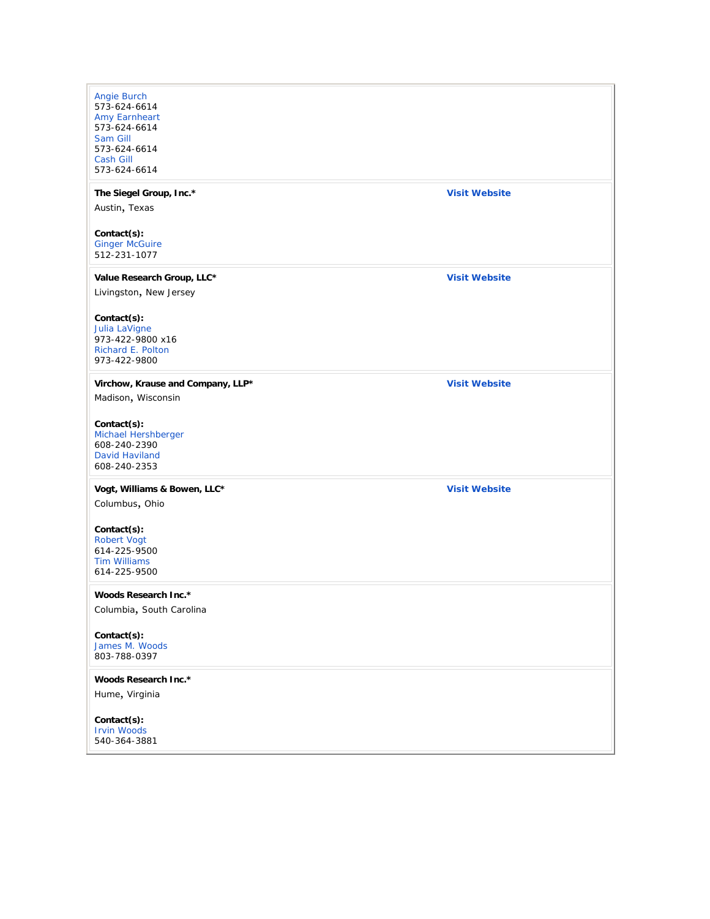Angie Burch
573-624-6614
Amy Earnheart
573-624-6614
Sam Gill
573-624-6614
Cash Gill
573-624-6614

---

**The Siegel Group, Inc.*** **Visit Website**

Austin, Texas

**Contact(s):**
Ginger McGuire
512-231-1077

---

**Value Research Group, LLC*** **Visit Website**

Livingston, New Jersey

**Contact(s):**
Julia LaVigne
973-422-9800 x16
Richard E. Polton
973-422-9800

---

**Virchow, Krause and Company, LLP*** **Visit Website**

Madison, Wisconsin

**Contact(s):**
Michael Hershberger
608-240-2390
David Haviland
608-240-2353

---

**Vogt, Williams & Bowen, LLC*** **Visit Website**

Columbus, Ohio

**Contact(s):**
Robert Vogt
614-225-9500
Tim Williams
614-225-9500

---

**Woods Research Inc.***

Columbia, South Carolina

**Contact(s):**
James M. Woods
803-788-0397

---

**Woods Research Inc.***

Hume, Virginia

**Contact(s):**
Irvin Woods
540-364-3881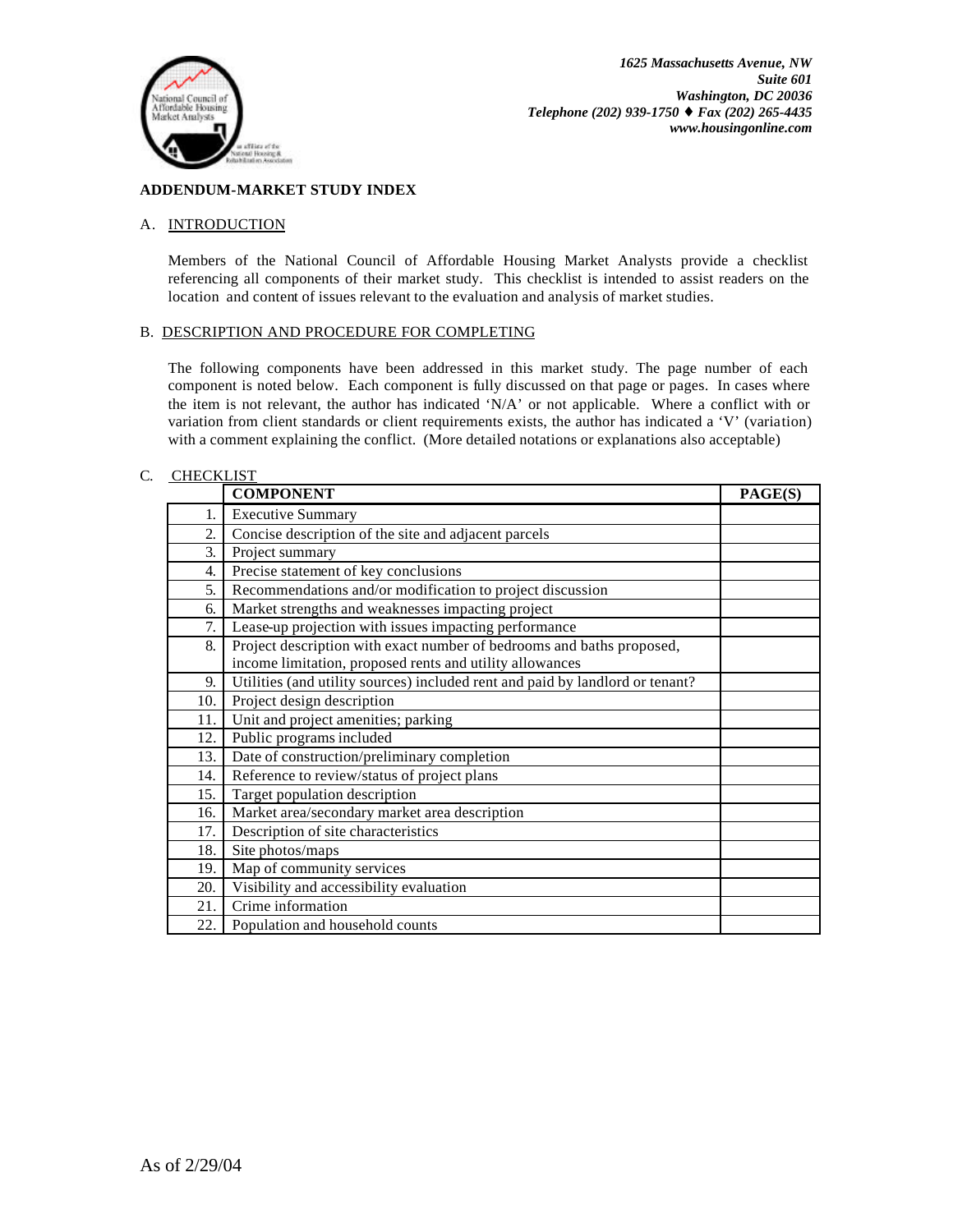1625 Massachusetts Avenue, NW
Suite 601
Washington, DC 20036
Telephone (202) 939-1750 ♦ Fax (202) 265-4435
www.housingonline.com

**ADDENDUM-MARKET STUDY INDEX**

A. INTRODUCTION

Members of the National Council of Affordable Housing Market Analysts provide a checklist referencing all components of their market study. This checklist is intended to assist readers on the location and content of issues relevant to the evaluation and analysis of market studies.

B. DESCRIPTION AND PROCEDURE FOR COMPLETING

The following components have been addressed in this market study. The page number of each component is noted below. Each component is fully discussed on that page or pages. In cases where the item is not relevant, the author has indicated 'N/A' or not applicable. Where a conflict with or variation from client standards or client requirements exists, the author has indicated a 'V' (variation) with a comment explaining the conflict. (More detailed notations or explanations also acceptable)

C. CHECKLIST

| | COMPONENT | PAGE(S) |
|---|---|---|
| 1. | Executive Summary | |
| 2. | Concise description of the site and adjacent parcels | |
| 3. | Project summary | |
| 4. | Precise statement of key conclusions | |
| 5. | Recommendations and/or modification to project discussion | |
| 6. | Market strengths and weaknesses impacting project | |
| 7. | Lease-up projection with issues impacting performance | |
| 8. | Project description with exact number of bedrooms and baths proposed, income limitation, proposed rents and utility allowances | |
| 9. | Utilities (and utility sources) included rent and paid by landlord or tenant? | |
| 10. | Project design description | |
| 11. | Unit and project amenities; parking | |
| 12. | Public programs included | |
| 13. | Date of construction/preliminary completion | |
| 14. | Reference to review/status of project plans | |
| 15. | Target population description | |
| 16. | Market area/secondary market area description | |
| 17. | Description of site characteristics | |
| 18. | Site photos/maps | |
| 19. | Map of community services | |
| 20. | Visibility and accessibility evaluation | |
| 21. | Crime information | |
| 22. | Population and household counts | |

As of 2/29/04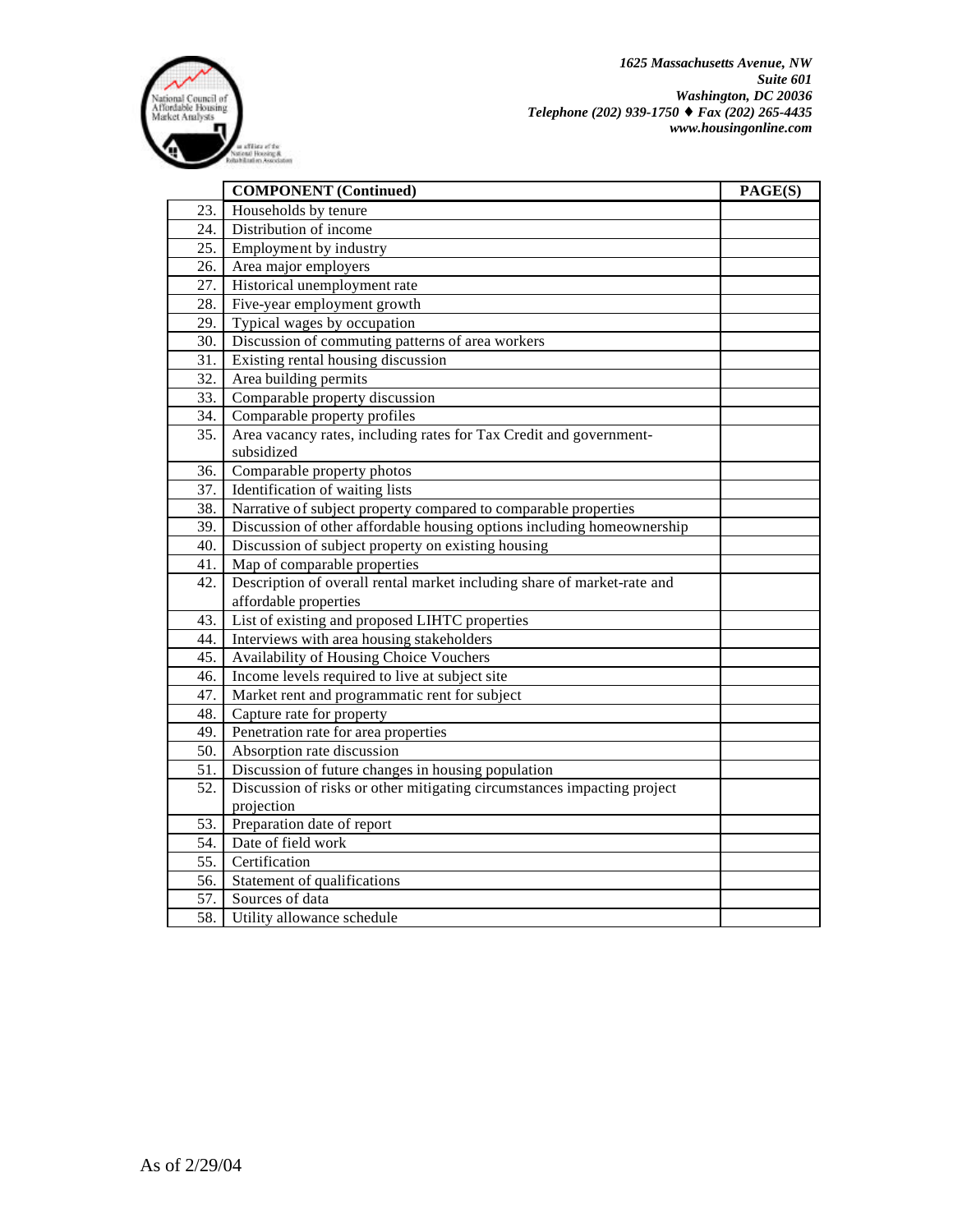*1625 Massachusetts Avenue, NW*
*Suite 601*
*Washington, DC 20036*
*Telephone (202) 939-1750 ♦ Fax (202) 265-4435*
*www.housingonline.com*

| | **COMPONENT (Continued)** | **PAGE(S)** |
|---|---|---|
| 23. | Households by tenure | |
| 24. | Distribution of income | |
| 25. | Employment by industry | |
| 26. | Area major employers | |
| 27. | Historical unemployment rate | |
| 28. | Five-year employment growth | |
| 29. | Typical wages by occupation | |
| 30. | Discussion of commuting patterns of area workers | |
| 31. | Existing rental housing discussion | |
| 32. | Area building permits | |
| 33. | Comparable property discussion | |
| 34. | Comparable property profiles | |
| 35. | Area vacancy rates, including rates for Tax Credit and government-subsidized | |
| 36. | Comparable property photos | |
| 37. | Identification of waiting lists | |
| 38. | Narrative of subject property compared to comparable properties | |
| 39. | Discussion of other affordable housing options including homeownership | |
| 40. | Discussion of subject property on existing housing | |
| 41. | Map of comparable properties | |
| 42. | Description of overall rental market including share of market-rate and affordable properties | |
| 43. | List of existing and proposed LIHTC properties | |
| 44. | Interviews with area housing stakeholders | |
| 45. | Availability of Housing Choice Vouchers | |
| 46. | Income levels required to live at subject site | |
| 47. | Market rent and programmatic rent for subject | |
| 48. | Capture rate for property | |
| 49. | Penetration rate for area properties | |
| 50. | Absorption rate discussion | |
| 51. | Discussion of future changes in housing population | |
| 52. | Discussion of risks or other mitigating circumstances impacting project projection | |
| 53. | Preparation date of report | |
| 54. | Date of field work | |
| 55. | Certification | |
| 56. | Statement of qualifications | |
| 57. | Sources of data | |
| 58. | Utility allowance schedule | |

As of 2/29/04